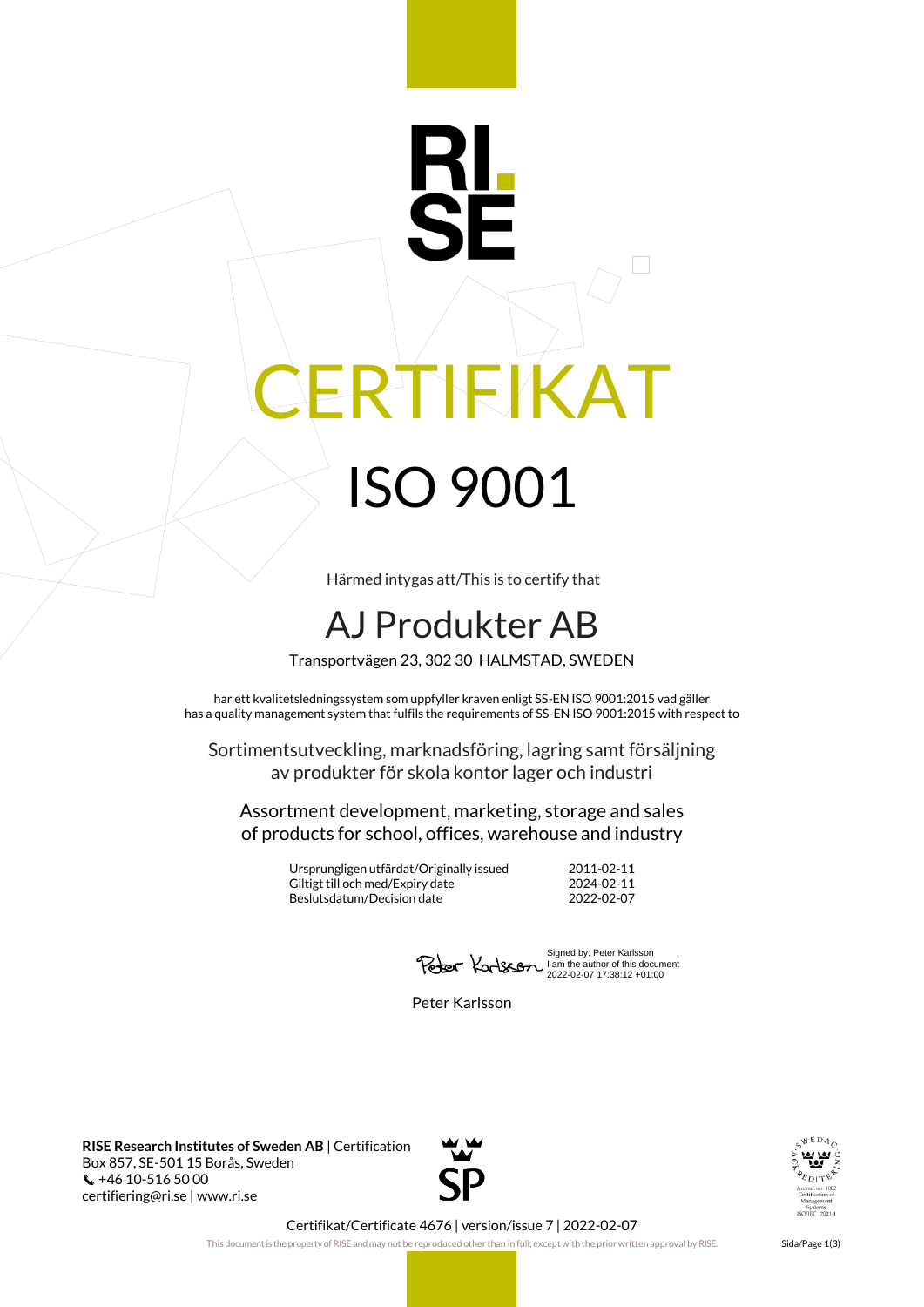RI.
SE

# CERTIFIKAT

# ISO 9001

Härmed intygas att/This is to certify that

## AJ Produkter AB

Transportvägen 23, 302 30 HALMSTAD, SWEDEN

har ett kvalitetsledningssystem som uppfyller kraven enligt SS-EN ISO 9001:2015 vad gäller
has a quality management system that fulfils the requirements of SS-EN ISO 9001:2015 with respect to

Sortimentsutveckling, marknadsföring, lagring samt försäljning av produkter för skola kontor lager och industri

Assortment development, marketing, storage and sales of products for school, offices, warehouse and industry

| | |
|---|---|
| Ursprungligen utfärdat/Originally issued | 2011-02-11 |
| Giltigt till och med/Expiry date | 2024-02-11 |
| Beslutsdatum/Decision date | 2022-02-07 |

Signed by: Peter Karlsson
I am the author of this document
2022-02-07 17:38:12 +01:00

Peter Karlsson

**RISE Research Institutes of Sweden AB** | Certification
Box 857, SE-501 15 Borås, Sweden
+46 10-516 50 00
certifiering@ri.se | www.ri.se

SP

SWEDAC ACKREDITERING
Ackred. nr. 1002
Certifiering av
Management
Systems
ISO/IEC 17021-1

Certifikat/Certificate 4676 | version/issue 7 | 2022-02-07

This document is the property of RISE and may not be reproduced other than in full, except with the prior written approval by RISE.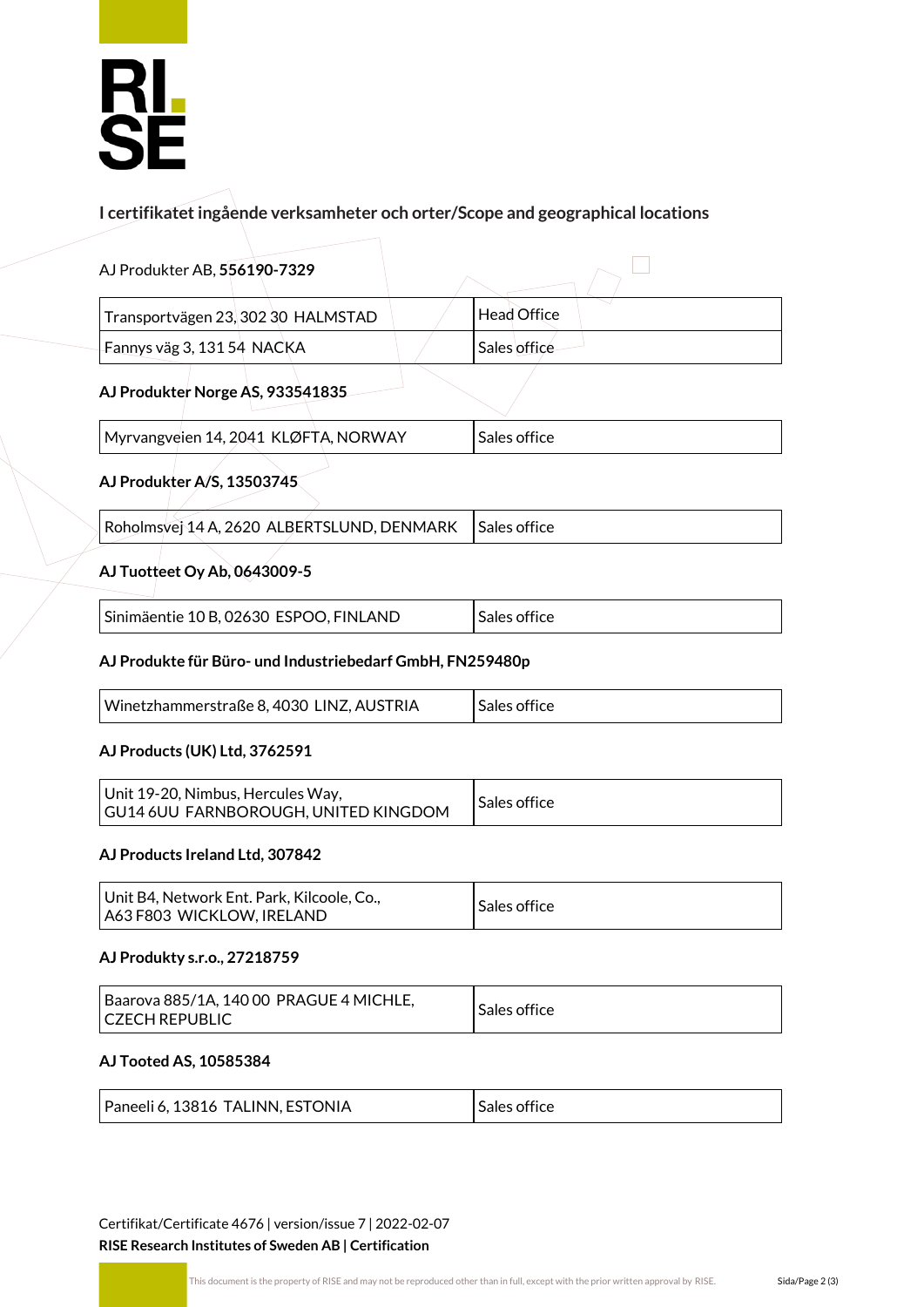**I certifikatet ingående verksamheter och orter/Scope and geographical locations**

AJ Produkter AB, **556190-7329**

| | |
|---|---|
| Transportvägen 23, 302 30 HALMSTAD | Head Office |
| Fannys väg 3, 131 54 NACKA | Sales office |

**AJ Produkter Norge AS, 933541835**

| | |
|---|---|
| Myrvangveien 14, 2041 KLØFTA, NORWAY | Sales office |

**AJ Produkter A/S, 13503745**

| | |
|---|---|
| Roholmsvej 14 A, 2620 ALBERTSLUND, DENMARK | Sales office |

**AJ Tuotteet Oy Ab, 0643009-5**

| | |
|---|---|
| Sinimäentie 10 B, 02630 ESPOO, FINLAND | Sales office |

**AJ Produkte für Büro- und Industriebedarf GmbH, FN259480p**

| | |
|---|---|
| Winetzhammerstraße 8, 4030 LINZ, AUSTRIA | Sales office |

**AJ Products (UK) Ltd, 3762591**

| | |
|---|---|
| Unit 19-20, Nimbus, Hercules Way, GU14 6UU FARNBOROUGH, UNITED KINGDOM | Sales office |

**AJ Products Ireland Ltd, 307842**

| | |
|---|---|
| Unit B4, Network Ent. Park, Kilcoole, Co., A63 F803 WICKLOW, IRELAND | Sales office |

**AJ Produkty s.r.o., 27218759**

| | |
|---|---|
| Baarova 885/1A, 140 00 PRAGUE 4 MICHLE, CZECH REPUBLIC | Sales office |

**AJ Tooted AS, 10585384**

| | |
|---|---|
| Paneeli 6, 13816 TALINN, ESTONIA | Sales office |

Certifikat/Certificate 4676 | version/issue 7 | 2022-02-07
**RISE Research Institutes of Sweden AB | Certification**

This document is the property of RISE and may not be reproduced other than in full, except with the prior written approval by RISE.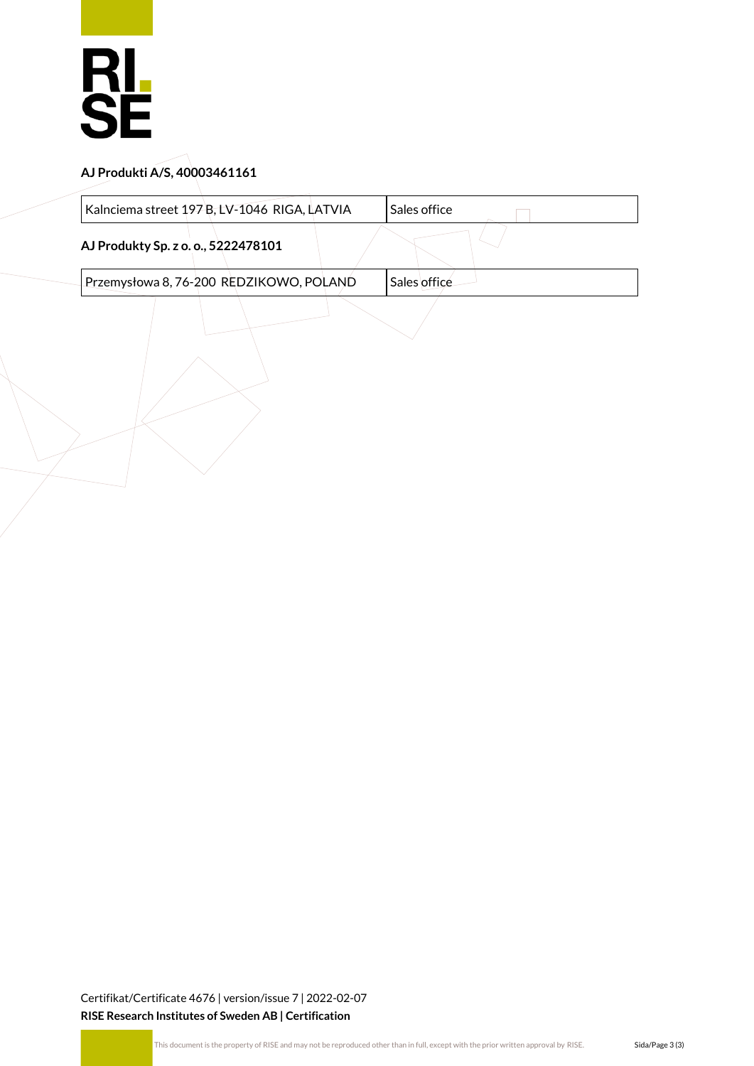**AJ Produkti A/S, 40003461161**

| | |
|---|---|
| Kalnciema street 197 B, LV-1046 RIGA, LATVIA | Sales office |

**AJ Produkty Sp. z o. o., 5222478101**

| | |
|---|---|
| Przemysłowa 8, 76-200 REDZIKOWO, POLAND | Sales office |

Certifikat/Certificate 4676 | version/issue 7 | 2022-02-07
**RISE Research Institutes of Sweden AB | Certification**

This document is the property of RISE and may not be reproduced other than in full, except with the prior written approval by RISE.